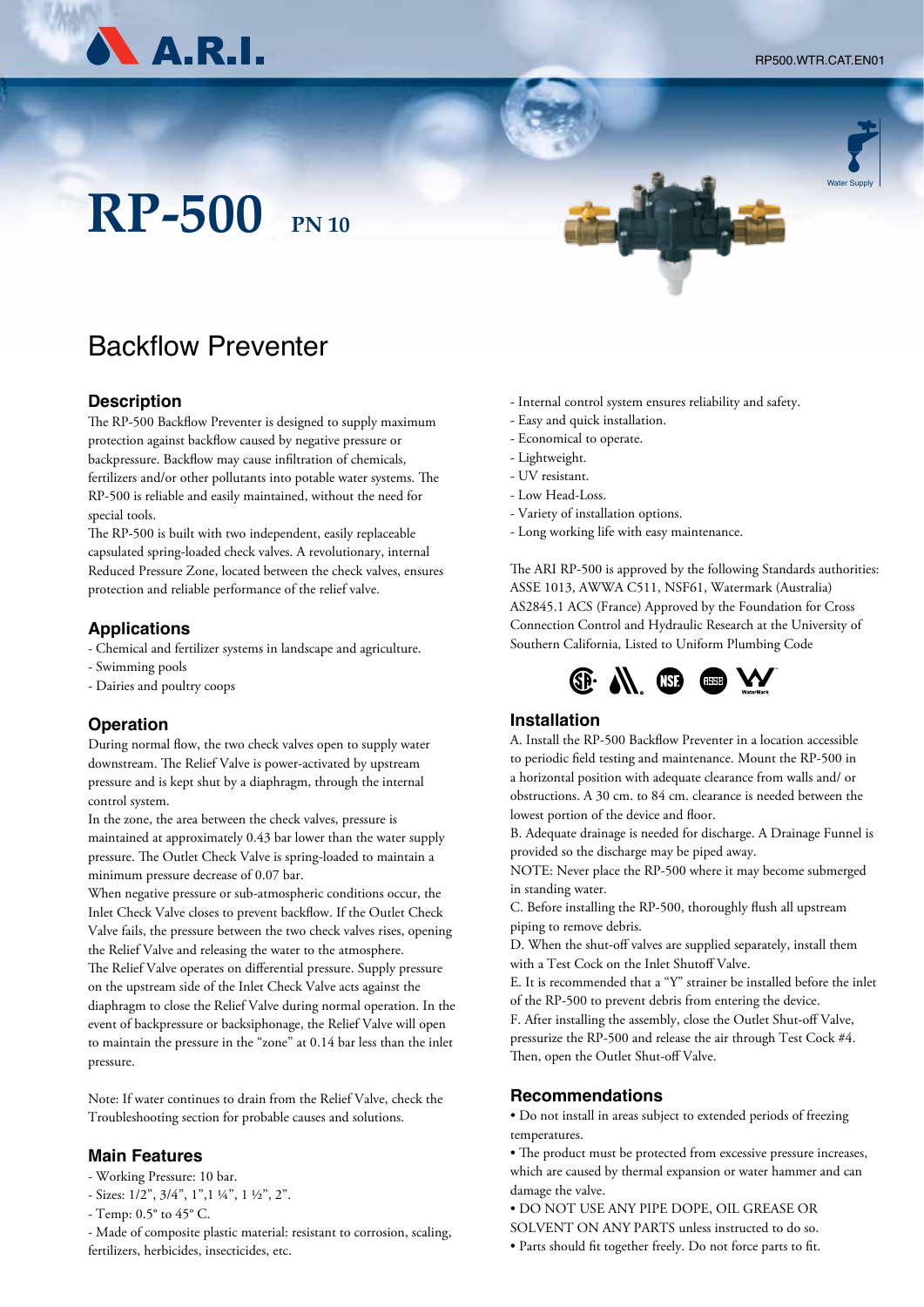# RP-500 PN 10

## Backflow Preventer

### Description

The RP-500 Backflow Preventer is designed to supply maximum protection against backflow caused by negative pressure or backpressure. Backflow may cause infiltration of chemicals, fertilizers and/or other pollutants into potable water systems. The RP-500 is reliable and easily maintained, without the need for special tools.

The RP-500 is built with two independent, easily replaceable capsulated spring-loaded check valves. A revolutionary, internal Reduced Pressure Zone, located between the check valves, ensures protection and reliable performance of the relief valve.

### Applications

- Chemical and fertilizer systems in landscape and agriculture.
- Swimming pools
- Dairies and poultry coops

### Operation

During normal flow, the two check valves open to supply water downstream. The Relief Valve is power-activated by upstream pressure and is kept shut by a diaphragm, through the internal control system.

In the zone, the area between the check valves, pressure is maintained at approximately 0.43 bar lower than the water supply pressure. The Outlet Check Valve is spring-loaded to maintain a minimum pressure decrease of 0.07 bar.

When negative pressure or sub-atmospheric conditions occur, the Inlet Check Valve closes to prevent backflow. If the Outlet Check Valve fails, the pressure between the two check valves rises, opening the Relief Valve and releasing the water to the atmosphere.

The Relief Valve operates on differential pressure. Supply pressure on the upstream side of the Inlet Check Valve acts against the diaphragm to close the Relief Valve during normal operation. In the event of backpressure or backsiphonage, the Relief Valve will open to maintain the pressure in the "zone" at 0.14 bar less than the inlet pressure.

Note: If water continues to drain from the Relief Valve, check the Troubleshooting section for probable causes and solutions.

### Main Features

- Working Pressure: 10 bar.
- Sizes: 1/2", 3/4", 1",1 ¼", 1 ½", 2".
- Temp: 0.5° to 45° C.
- Made of composite plastic material: resistant to corrosion, scaling, fertilizers, herbicides, insecticides, etc.
- Internal control system ensures reliability and safety.
- Easy and quick installation.
- Economical to operate.
- Lightweight.
- UV resistant.
- Low Head-Loss.
- Variety of installation options.
- Long working life with easy maintenance.

The ARI RP-500 is approved by the following Standards authorities: ASSE 1013, AWWA C511, NSF61, Watermark (Australia) AS2845.1 ACS (France) Approved by the Foundation for Cross Connection Control and Hydraulic Research at the University of Southern California, Listed to Uniform Plumbing Code

### Installation

A. Install the RP-500 Backflow Preventer in a location accessible to periodic field testing and maintenance. Mount the RP-500 in a horizontal position with adequate clearance from walls and/ or obstructions. A 30 cm. to 84 cm. clearance is needed between the lowest portion of the device and floor.

B. Adequate drainage is needed for discharge. A Drainage Funnel is provided so the discharge may be piped away.

NOTE: Never place the RP-500 where it may become submerged in standing water.

C. Before installing the RP-500, thoroughly flush all upstream piping to remove debris.

D. When the shut-off valves are supplied separately, install them with a Test Cock on the Inlet Shutoff Valve.

E. It is recommended that a "Y" strainer be installed before the inlet of the RP-500 to prevent debris from entering the device.

F. After installing the assembly, close the Outlet Shut-off Valve, pressurize the RP-500 and release the air through Test Cock #4. Then, open the Outlet Shut-off Valve.

### Recommendations

- Do not install in areas subject to extended periods of freezing temperatures.
- The product must be protected from excessive pressure increases, which are caused by thermal expansion or water hammer and can damage the valve.
- DO NOT USE ANY PIPE DOPE, OIL GREASE OR SOLVENT ON ANY PARTS unless instructed to do so.
- Parts should fit together freely. Do not force parts to fit.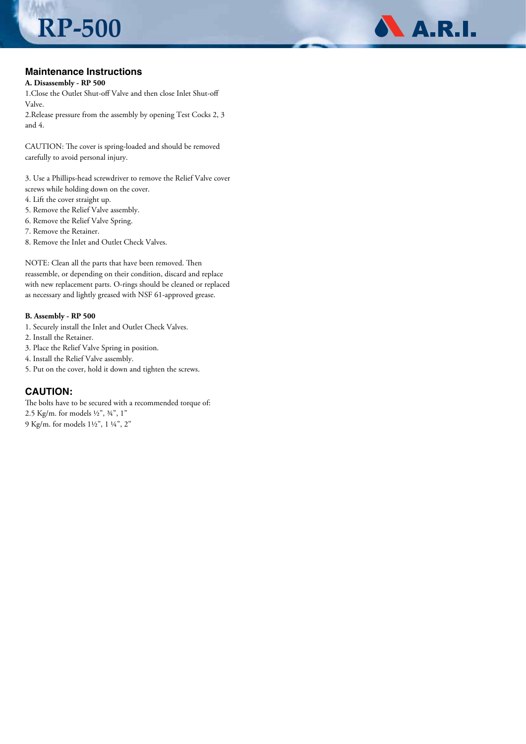## Maintenance Instructions

**A. Disassembly - RP 500**

1.Close the Outlet Shut-off Valve and then close Inlet Shut-off Valve.

2.Release pressure from the assembly by opening Test Cocks 2, 3 and 4.

CAUTION: The cover is spring-loaded and should be removed carefully to avoid personal injury.

3. Use a Phillips-head screwdriver to remove the Relief Valve cover screws while holding down on the cover.
4. Lift the cover straight up.
5. Remove the Relief Valve assembly.
6. Remove the Relief Valve Spring.
7. Remove the Retainer.
8. Remove the Inlet and Outlet Check Valves.

NOTE: Clean all the parts that have been removed. Then reassemble, or depending on their condition, discard and replace with new replacement parts. O-rings should be cleaned or replaced as necessary and lightly greased with NSF 61-approved grease.

**B. Assembly - RP 500**

1. Securely install the Inlet and Outlet Check Valves.
2. Install the Retainer.
3. Place the Relief Valve Spring in position.
4. Install the Relief Valve assembly.
5. Put on the cover, hold it down and tighten the screws.

## CAUTION:

The bolts have to be secured with a recommended torque of:

2.5 Kg/m. for models ½", ¾", 1"

9 Kg/m. for models 1½", 1 ¼", 2"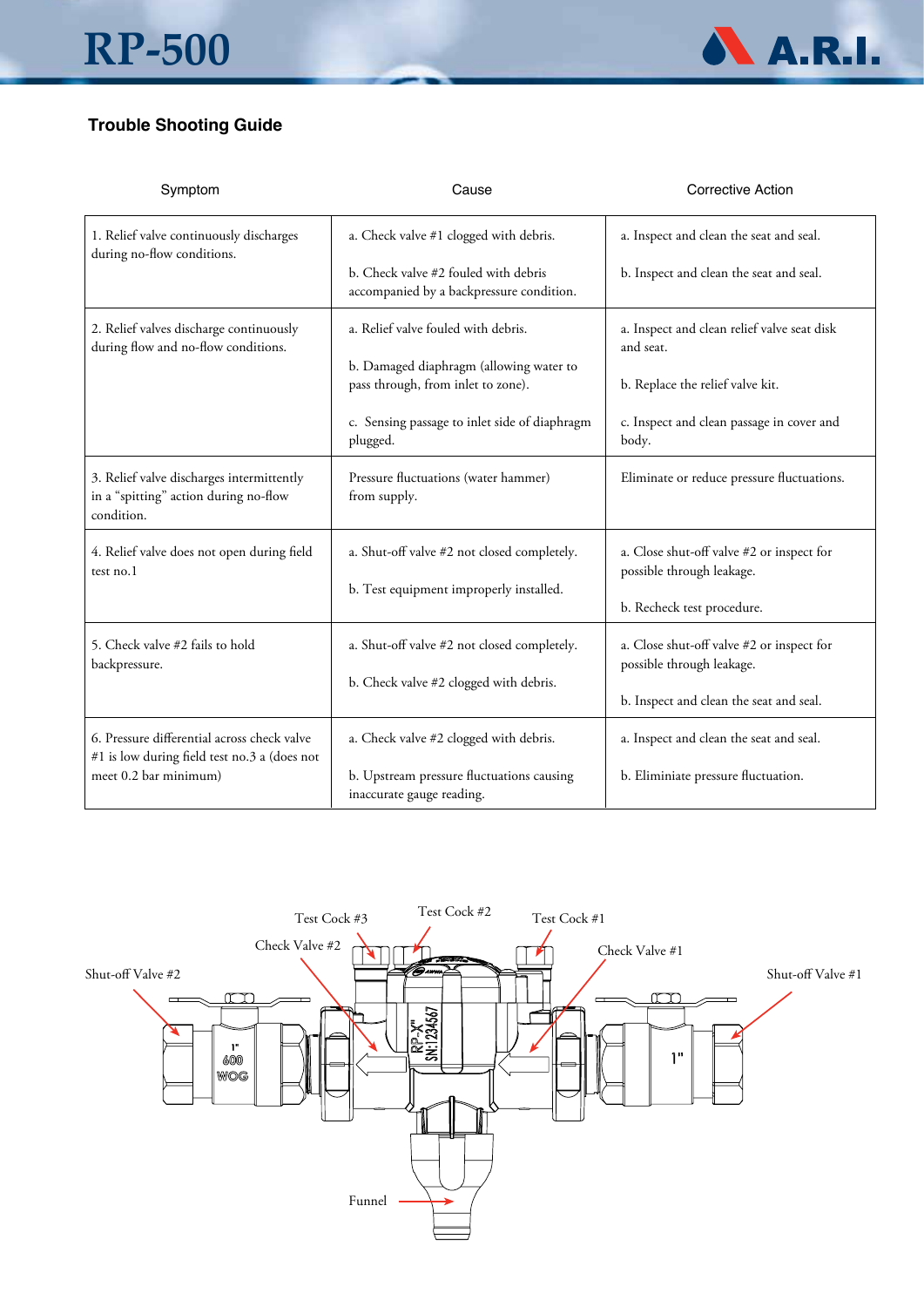## Trouble Shooting Guide

| Symptom | Cause | Corrective Action |
|---|---|---|
| 1. Relief valve continuously discharges during no-flow conditions. | a. Check valve #1 clogged with debris.<br><br>b. Check valve #2 fouled with debris accompanied by a backpressure condition. | a. Inspect and clean the seat and seal.<br><br>b. Inspect and clean the seat and seal. |
| 2. Relief valves discharge continuously during flow and no-flow conditions. | a. Relief valve fouled with debris.<br><br>b. Damaged diaphragm (allowing water to pass through, from inlet to zone).<br><br>c. Sensing passage to inlet side of diaphragm plugged. | a. Inspect and clean relief valve seat disk and seat.<br><br>b. Replace the relief valve kit.<br><br>c. Inspect and clean passage in cover and body. |
| 3. Relief valve discharges intermittently in a "spitting" action during no-flow condition. | Pressure fluctuations (water hammer) from supply. | Eliminate or reduce pressure fluctuations. |
| 4. Relief valve does not open during field test no.1 | a. Shut-off valve #2 not closed completely.<br><br>b. Test equipment improperly installed. | a. Close shut-off valve #2 or inspect for possible through leakage.<br><br>b. Recheck test procedure. |
| 5. Check valve #2 fails to hold backpressure. | a. Shut-off valve #2 not closed completely.<br><br>b. Check valve #2 clogged with debris. | a. Close shut-off valve #2 or inspect for possible through leakage.<br><br>b. Inspect and clean the seat and seal. |
| 6. Pressure differential across check valve #1 is low during field test no.3 a (does not meet 0.2 bar minimum) | a. Check valve #2 clogged with debris.<br><br>b. Upstream pressure fluctuations causing inaccurate gauge reading. | a. Inspect and clean the seat and seal.<br><br>b. Eliminiate pressure fluctuation. |

Test Cock #3 Test Cock #2 Test Cock #1

Check Valve #2 Check Valve #1

Shut-off Valve #2 Shut-off Valve #1

Funnel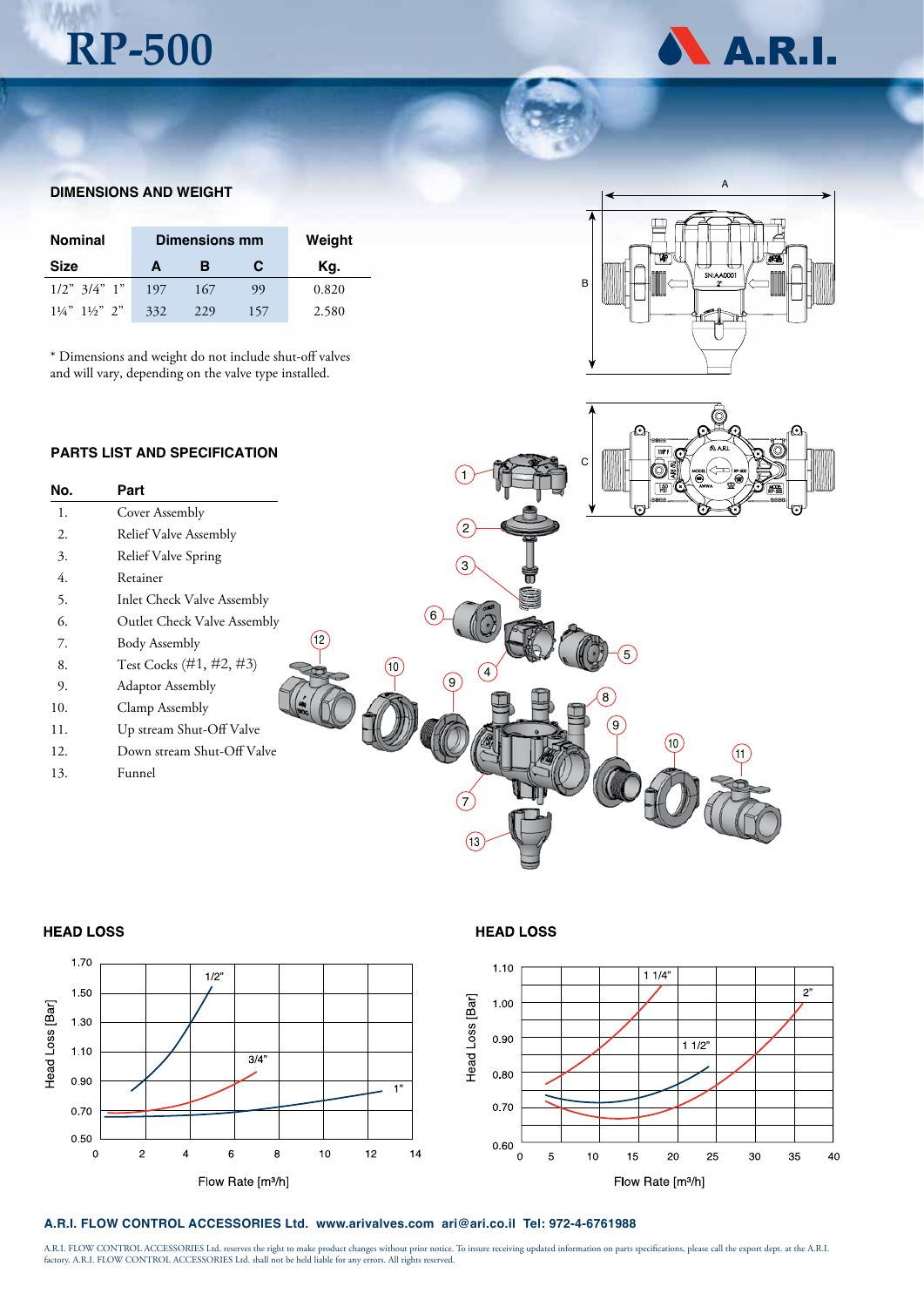# RP-500

A.R.I.

## DIMENSIONS AND WEIGHT

| Nominal | Dimensions mm | | | Weight |
|---|---|---|---|---|
| Size | A | B | C | Kg. |
| 1/2" 3/4" 1" | 197 | 167 | 99 | 0.820 |
| 1¼" 1½" 2" | 332 | 229 | 157 | 2.580 |

* Dimensions and weight do not include shut-off valves and will vary, depending on the valve type installed.

## PARTS LIST AND SPECIFICATION

| No. | Part |
|---|---|
| 1. | Cover Assembly |
| 2. | Relief Valve Assembly |
| 3. | Relief Valve Spring |
| 4. | Retainer |
| 5. | Inlet Check Valve Assembly |
| 6. | Outlet Check Valve Assembly |
| 7. | Body Assembly |
| 8. | Test Cocks (#1, #2, #3) |
| 9. | Adaptor Assembly |
| 10. | Clamp Assembly |
| 11. | Up stream Shut-Off Valve |
| 12. | Down stream Shut-Off Valve |
| 13. | Funnel |

## HEAD LOSS

Head Loss [Bar]
1.70
1.50
1.30
1.10
0.90
0.70
0.50
1/2"
3/4"
1"
0 2 4 6 8 10 12 14
Flow Rate [m³/h]

## HEAD LOSS

Head Loss [Bar]
1.10
1.00
0.90
0.80
0.70
0.60
1 1/4"
1 1/2"
2"
0 5 10 15 20 25 30 35 40
Flow Rate [m³/h]

**A.R.I. FLOW CONTROL ACCESSORIES Ltd. www.arivalves.com ari@ari.co.il Tel: 972-4-6761988**

A.R.I. FLOW CONTROL ACCESSORIES Ltd. reserves the right to make product changes without prior notice. To insure receiving updated information on parts specifications, please call the export dept. at the A.R.I. factory. A.R.I. FLOW CONTROL ACCESSORIES Ltd. shall not be held liable for any errors. All rights reserved.